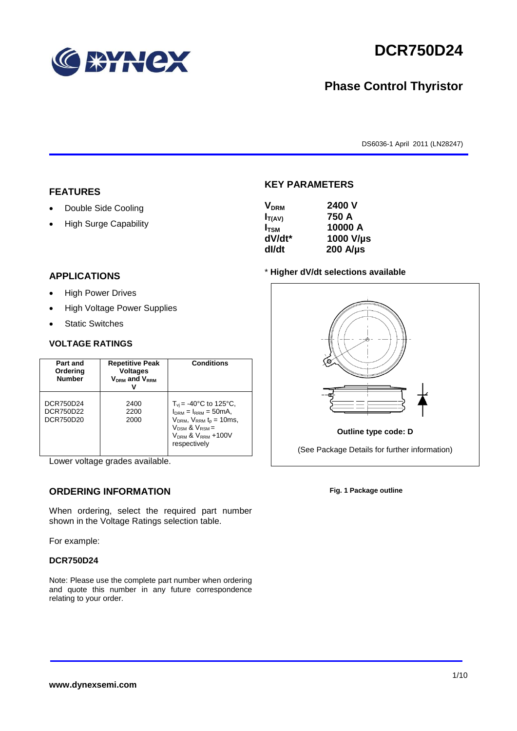# DCR750D24

## Phase Control Thyristor

DS6036-1 April 2011 (LN28247)

## FEATURES

- Double Side Cooling
- High Surge Capability

## APPLICATIONS

- High Power Drives
- High Voltage Power Supplies
- Static Switches

## VOLTAGE RATINGS

| Part and Ordering Number | Repetitive Peak Voltages $V_{DRM}$ and $V_{RRM}$ V | Conditions |
|---|---|---|
| DCR750D24<br>DCR750D22<br>DCR750D20 | 2400<br>2200<br>2000 | $T_{vj}$ = -40°C to 125°C, $I_{DRM}$ = $I_{RRM}$ = 50mA, $V_{DRM}$, $V_{RRM}$ $t_p$ = 10ms, $V_{DSM}$ & $V_{RSM}$ = $V_{DRM}$ & $V_{RRM}$ +100V respectively |

Lower voltage grades available.

## ORDERING INFORMATION

When ordering, select the required part number shown in the Voltage Ratings selection table.

For example:

**DCR750D24**

Note: Please use the complete part number when ordering and quote this number in any future correspondence relating to your order.

## KEY PARAMETERS

| | |
|---|---|
| $V_{DRM}$ | 2400 V |
| $I_{T(AV)}$ | 750 A |
| $I_{TSM}$ | 10000 A |
| dV/dt* | 1000 V/µs |
| dI/dt | 200 A/µs |

\* **Higher dV/dt selections available**

**Outline type code: D**

(See Package Details for further information)

**Fig. 1 Package outline**

**www.dynexsemi.com**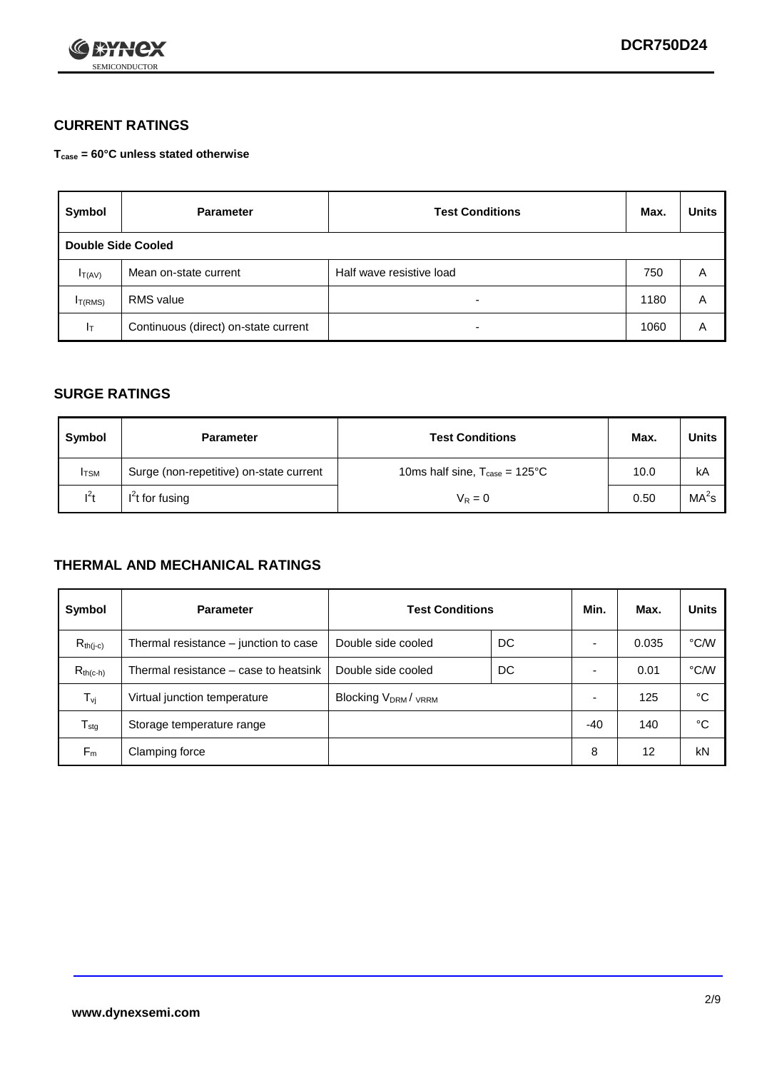## CURRENT RATINGS

**$T_{case}$ = 60°C unless stated otherwise**

| Symbol | Parameter | Test Conditions | Max. | Units |
|---|---|---|---|---|
| **Double Side Cooled** | | | | |
| $I_{T(AV)}$ | Mean on-state current | Half wave resistive load | 750 | A |
| $I_{T(RMS)}$ | RMS value | - | 1180 | A |
| $I_T$ | Continuous (direct) on-state current | - | 1060 | A |

## SURGE RATINGS

| Symbol | Parameter | Test Conditions | Max. | Units |
|---|---|---|---|---|
| $I_{TSM}$ | Surge (non-repetitive) on-state current | 10ms half sine, $T_{case}$ = 125°C | 10.0 | kA |
| $I^2t$ | $I^2t$ for fusing | $V_R = 0$ | 0.50 | $MA^2s$ |

## THERMAL AND MECHANICAL RATINGS

| Symbol | Parameter | Test Conditions | | Min. | Max. | Units |
|---|---|---|---|---|---|---|
| $R_{th(j-c)}$ | Thermal resistance – junction to case | Double side cooled | DC | - | 0.035 | °C/W |
| $R_{th(c-h)}$ | Thermal resistance – case to heatsink | Double side cooled | DC | - | 0.01 | °C/W |
| $T_{vj}$ | Virtual junction temperature | Blocking $V_{DRM}$ / $V_{RRM}$ | | - | 125 | °C |
| $T_{stg}$ | Storage temperature range | | | -40 | 140 | °C |
| $F_m$ | Clamping force | | | 8 | 12 | kN |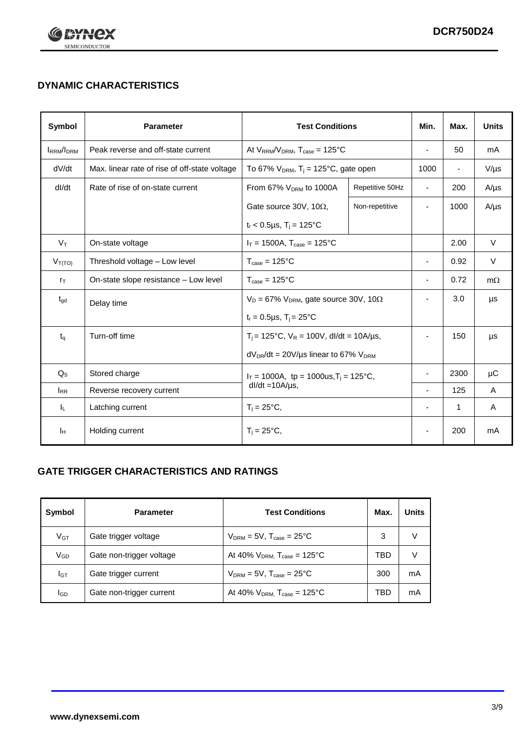## DYNAMIC CHARACTERISTICS

| Symbol | Parameter | Test Conditions | | Min. | Max. | Units |
|---|---|---|---|---|---|---|
| $I_{RRM}/I_{DRM}$ | Peak reverse and off-state current | At $V_{RRM}/V_{DRM}$, $T_{case}$ = 125°C | | - | 50 | mA |
| dV/dt | Max. linear rate of rise of off-state voltage | To 67% $V_{DRM}$, $T_j$ = 125°C, gate open | | 1000 | - | V/µs |
| dI/dt | Rate of rise of on-state current | From 67% $V_{DRM}$ to 1000A | Repetitive 50Hz | - | 200 | A/µs |
| | | Gate source 30V, 10Ω, $t_r$ < 0.5µs, $T_j$ = 125°C | Non-repetitive | - | 1000 | A/µs |
| $V_T$ | On-state voltage | $I_T$ = 1500A, $T_{case}$ = 125°C | | | 2.00 | V |
| $V_{T(TO)}$ | Threshold voltage – Low level | $T_{case}$ = 125°C | | - | 0.92 | V |
| $r_T$ | On-state slope resistance – Low level | $T_{case}$ = 125°C | | - | 0.72 | mΩ |
| $t_{gd}$ | Delay time | $V_D$ = 67% $V_{DRM}$, gate source 30V, 10Ω, $t_r$ = 0.5µs, $T_j$ = 25°C | | - | 3.0 | µs |
| $t_q$ | Turn-off time | $T_j$ = 125°C, $V_R$ = 100V, dI/dt = 10A/µs, $dV_{DR}/dt$ = 20V/µs linear to 67% $V_{DRM}$ | | - | 150 | µs |
| $Q_S$ | Stored charge | $I_T$ = 1000A, tp = 1000us, $T_j$ = 125°C, dI/dt =10A/µs, | | - | 2300 | µC |
| $I_{RR}$ | Reverse recovery current | | | - | 125 | A |
| $I_L$ | Latching current | $T_j$ = 25°C, | | - | 1 | A |
| $I_H$ | Holding current | $T_j$ = 25°C, | | - | 200 | mA |

## GATE TRIGGER CHARACTERISTICS AND RATINGS

| Symbol | Parameter | Test Conditions | Max. | Units |
|---|---|---|---|---|
| $V_{GT}$ | Gate trigger voltage | $V_{DRM}$ = 5V, $T_{case}$ = 25°C | 3 | V |
| $V_{GD}$ | Gate non-trigger voltage | At 40% $V_{DRM}$, $T_{case}$ = 125°C | TBD | V |
| $I_{GT}$ | Gate trigger current | $V_{DRM}$ = 5V, $T_{case}$ = 25°C | 300 | mA |
| $I_{GD}$ | Gate non-trigger current | At 40% $V_{DRM}$, $T_{case}$ = 125°C | TBD | mA |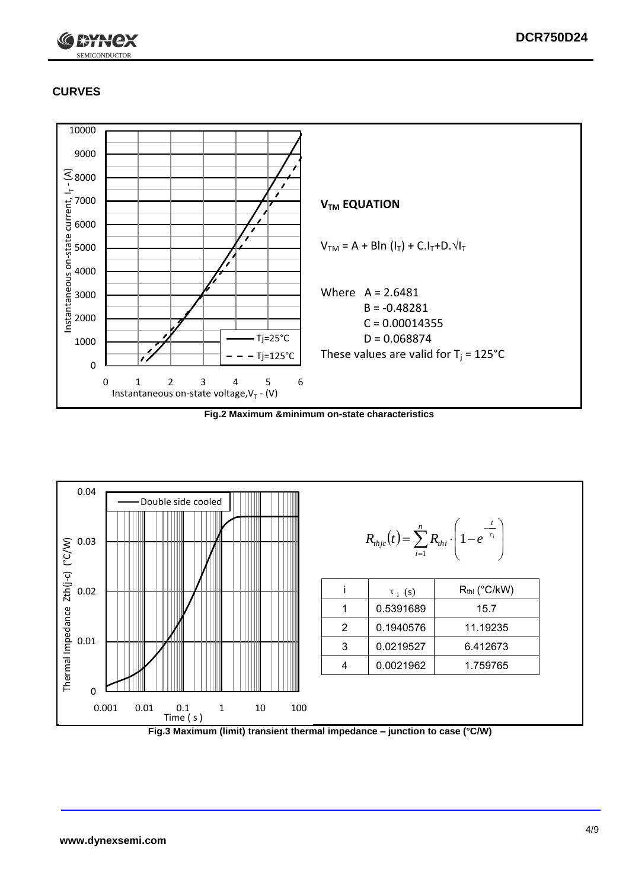## CURVES

### $V_{TM}$ EQUATION

$$V_{TM} = A + B\ln(I_T) + C.I_T + D.\sqrt{I_T}$$

Where A = 2.6481
B = -0.48281
C = 0.00014355
D = 0.068874

These values are valid for $T_j$ = 125°C

**Fig.2 Maximum &minimum on-state characteristics**

$$R_{thjc}(t) = \sum_{i=1}^{n} R_{thi} \cdot \left(1 - e^{-\frac{t}{\tau_i}}\right)$$

| i | $\tau_i$ (s) | $R_{thi}$ (°C/kW) |
|---|---|---|
| 1 | 0.5391689 | 15.7 |
| 2 | 0.1940576 | 11.19235 |
| 3 | 0.0219527 | 6.412673 |
| 4 | 0.0021962 | 1.759765 |

**Fig.3 Maximum (limit) transient thermal impedance – junction to case (°C/W)**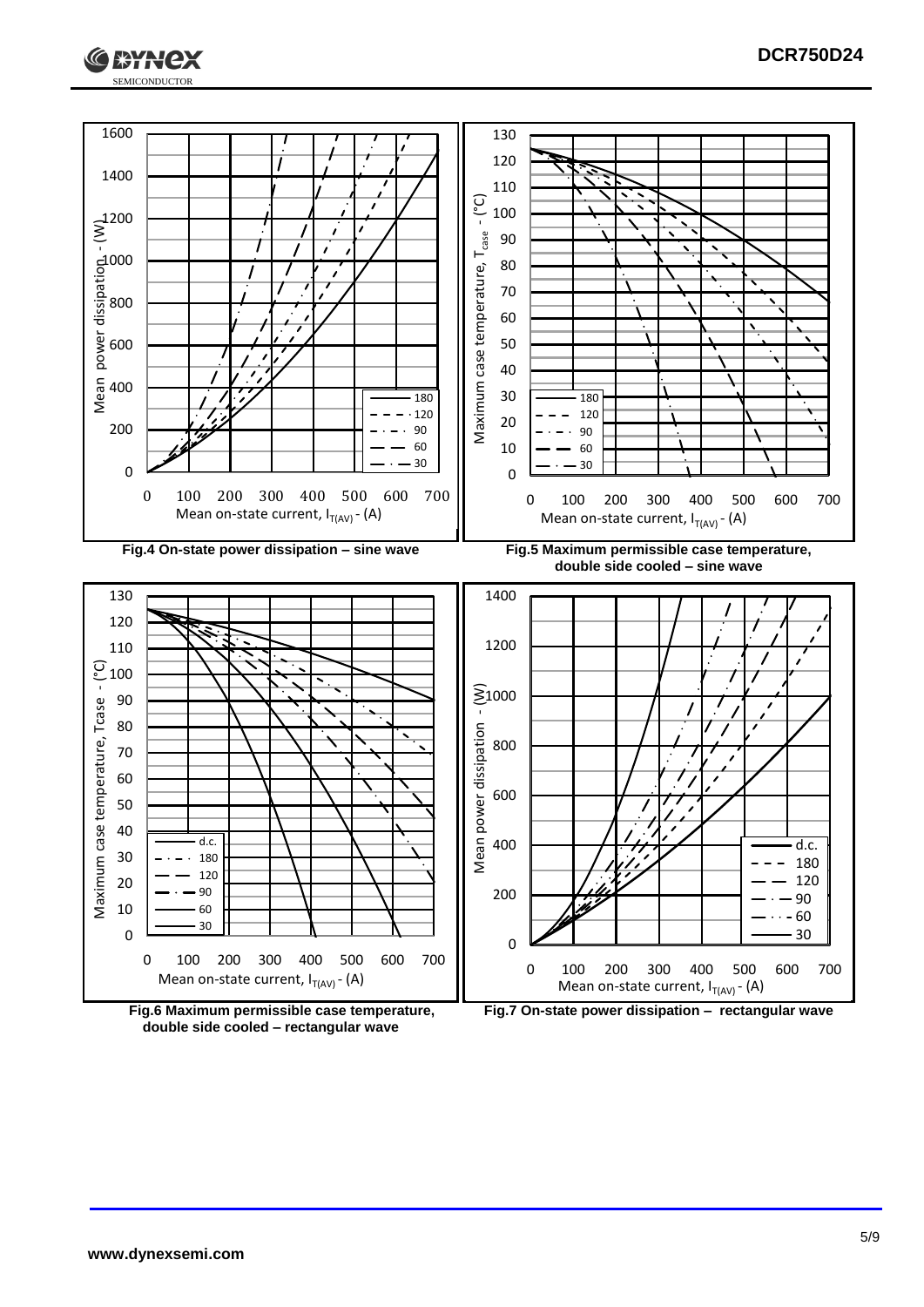Fig.4 On-state power dissipation – sine wave

Fig.5 Maximum permissible case temperature, double side cooled – sine wave

Fig.6 Maximum permissible case temperature, double side cooled – rectangular wave

Fig.7 On-state power dissipation – rectangular wave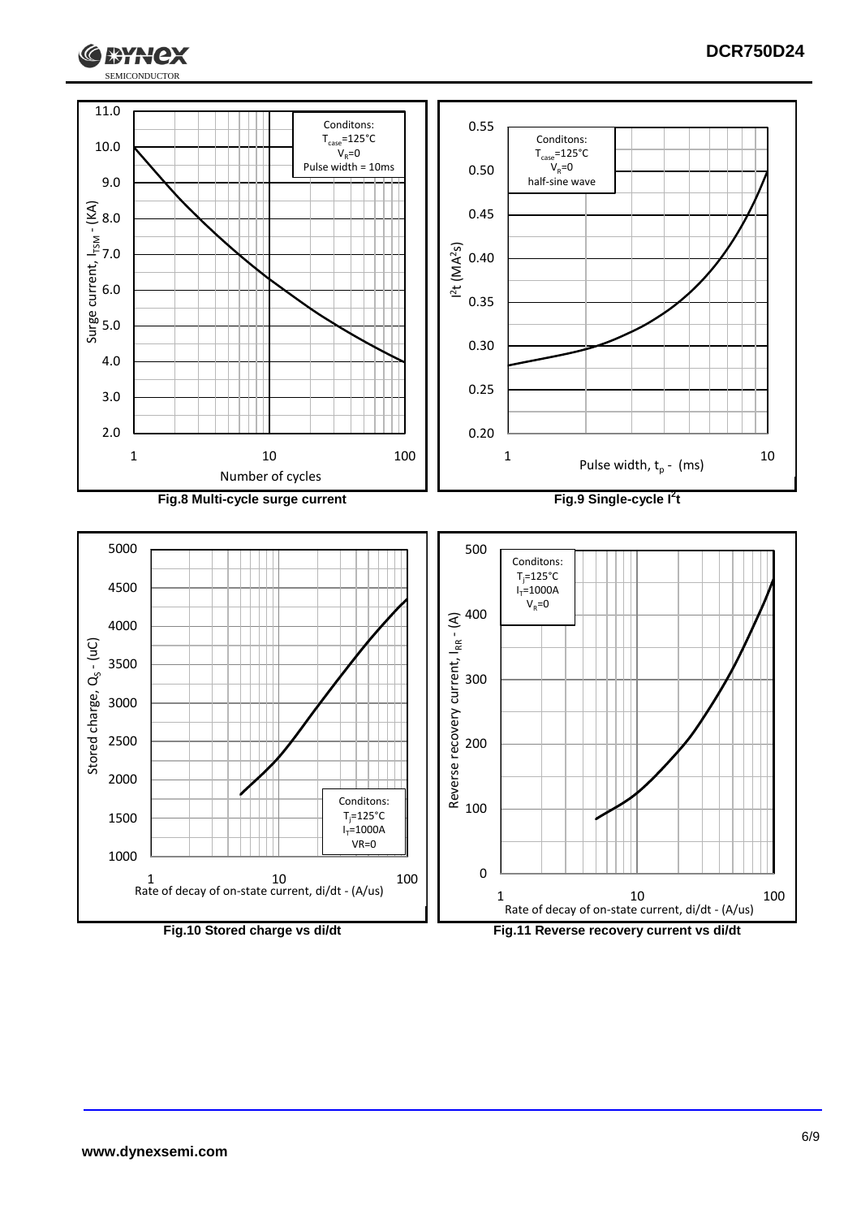Conditons:
$T_{case}$=125°C
$V_R$=0
Pulse width = 10ms

Surge current, $I_{TSM}$ - (KA)

Number of cycles

**Fig.8 Multi-cycle surge current**

Conditons:
$T_{case}$=125°C
$V_R$=0
half-sine wave

$I^2t$ ($MA^2s$)

Pulse width, $t_p$ - (ms)

**Fig.9 Single-cycle $I^2t$**

Stored charge, $Q_S$ - (uC)

Conditons:
$T_j$=125°C
$I_T$=1000A
VR=0

Rate of decay of on-state current, di/dt - (A/us)

**Fig.10 Stored charge vs di/dt**

Conditons:
$T_j$=125°C
$I_T$=1000A
$V_R$=0

Reverse recovery current, $I_{RR}$ - (A)

Rate of decay of on-state current, di/dt - (A/us)

**Fig.11 Reverse recovery current vs di/dt**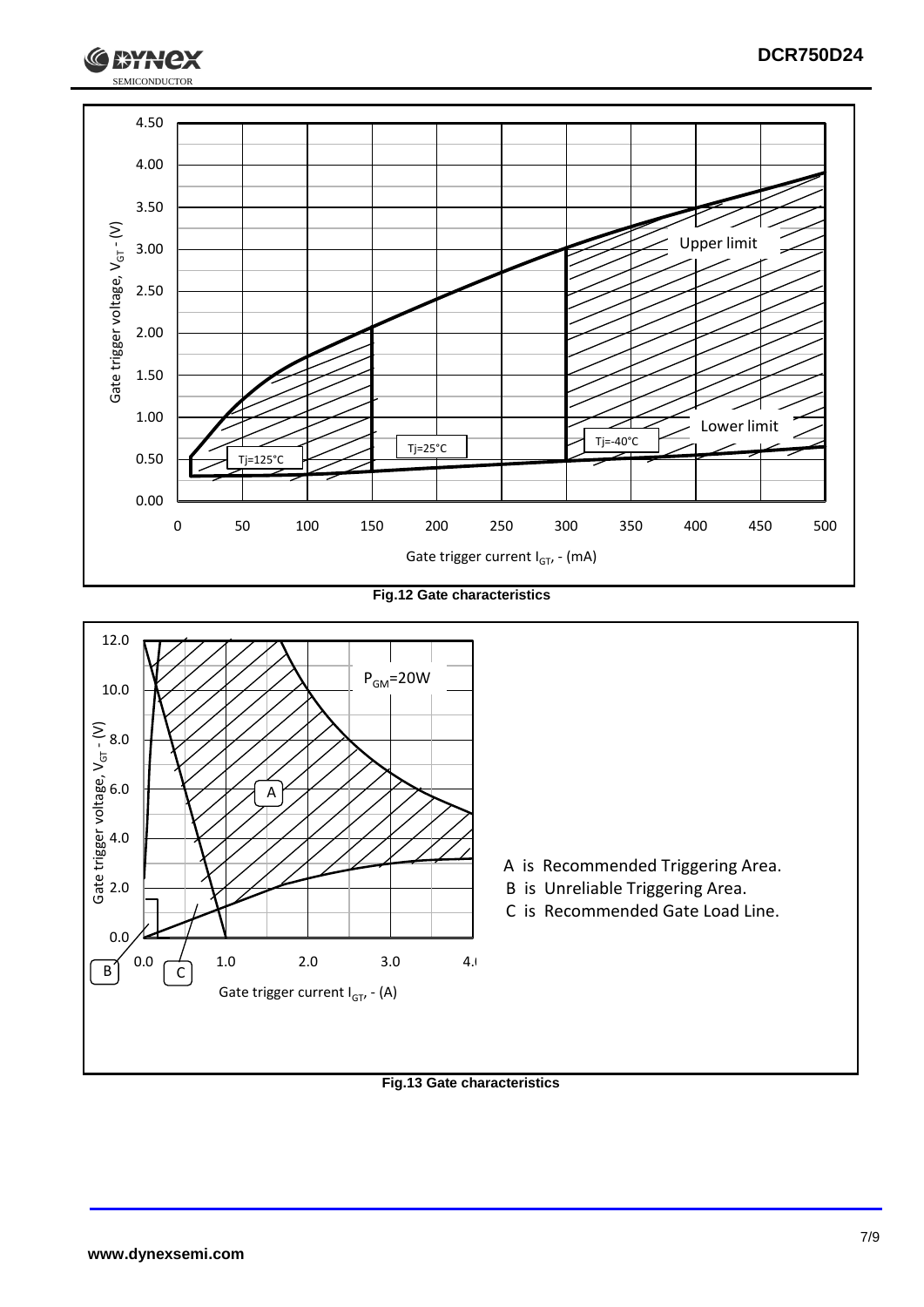**Fig.12 Gate characteristics**

A is Recommended Triggering Area.
B is Unreliable Triggering Area.
C is Recommended Gate Load Line.

**Fig.13 Gate characteristics**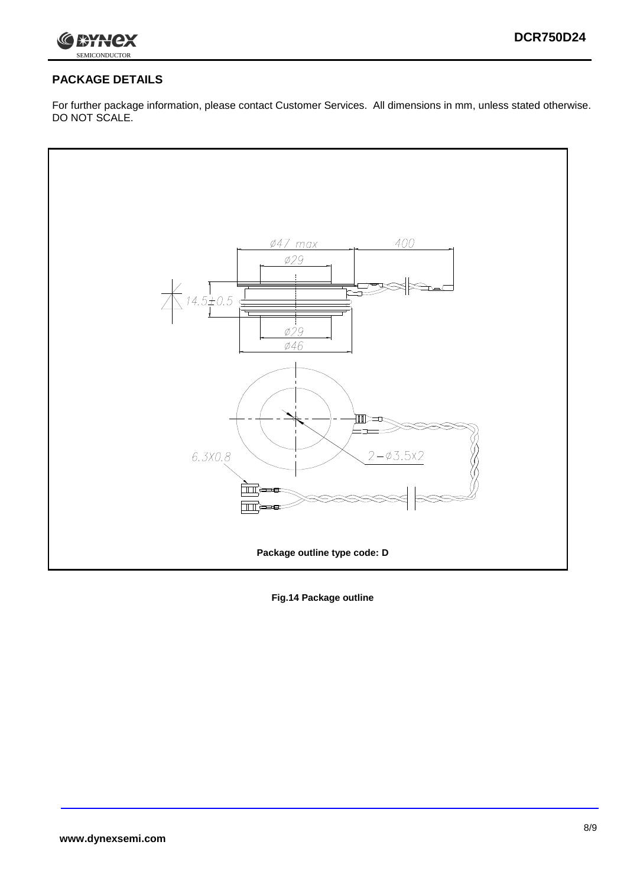## PACKAGE DETAILS

For further package information, please contact Customer Services. All dimensions in mm, unless stated otherwise. DO NOT SCALE.

Package outline type code: D

**Fig.14 Package outline**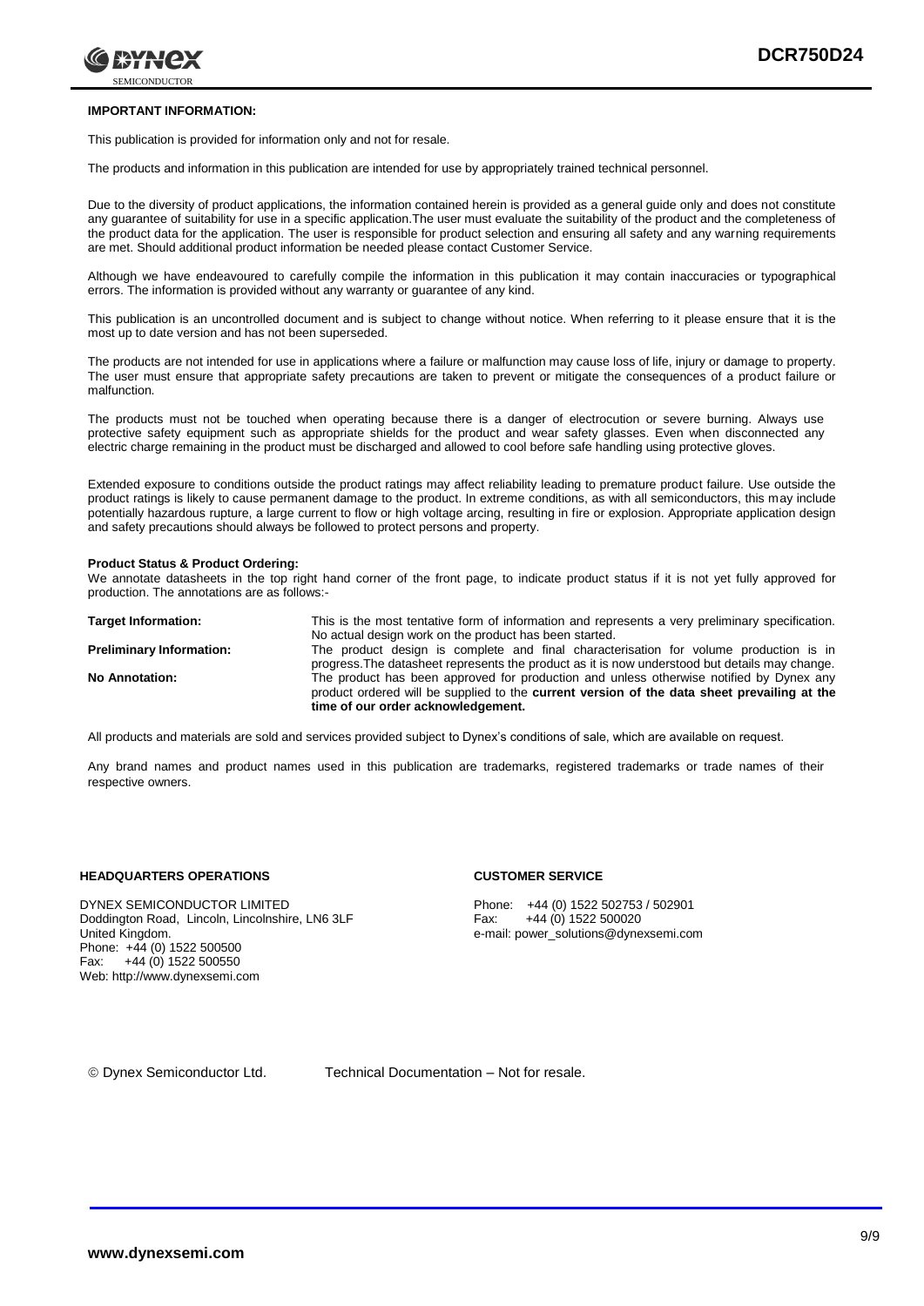**IMPORTANT INFORMATION:**

This publication is provided for information only and not for resale.

The products and information in this publication are intended for use by appropriately trained technical personnel.

Due to the diversity of product applications, the information contained herein is provided as a general guide only and does not constitute any guarantee of suitability for use in a specific application.The user must evaluate the suitability of the product and the completeness of the product data for the application. The user is responsible for product selection and ensuring all safety and any warning requirements are met. Should additional product information be needed please contact Customer Service.

Although we have endeavoured to carefully compile the information in this publication it may contain inaccuracies or typographical errors. The information is provided without any warranty or guarantee of any kind.

This publication is an uncontrolled document and is subject to change without notice. When referring to it please ensure that it is the most up to date version and has not been superseded.

The products are not intended for use in applications where a failure or malfunction may cause loss of life, injury or damage to property. The user must ensure that appropriate safety precautions are taken to prevent or mitigate the consequences of a product failure or malfunction.

The products must not be touched when operating because there is a danger of electrocution or severe burning. Always use protective safety equipment such as appropriate shields for the product and wear safety glasses. Even when disconnected any electric charge remaining in the product must be discharged and allowed to cool before safe handling using protective gloves.

Extended exposure to conditions outside the product ratings may affect reliability leading to premature product failure. Use outside the product ratings is likely to cause permanent damage to the product. In extreme conditions, as with all semiconductors, this may include potentially hazardous rupture, a large current to flow or high voltage arcing, resulting in fire or explosion. Appropriate application design and safety precautions should always be followed to protect persons and property.

**Product Status & Product Ordering:**

We annotate datasheets in the top right hand corner of the front page, to indicate product status if it is not yet fully approved for production. The annotations are as follows:-

| | |
|---|---|
| **Target Information:** | This is the most tentative form of information and represents a very preliminary specification. No actual design work on the product has been started. |
| **Preliminary Information:** | The product design is complete and final characterisation for volume production is in progress.The datasheet represents the product as it is now understood but details may change. |
| **No Annotation:** | The product has been approved for production and unless otherwise notified by Dynex any product ordered will be supplied to the **current version of the data sheet prevailing at the time of our order acknowledgement.** |

All products and materials are sold and services provided subject to Dynex's conditions of sale, which are available on request.

Any brand names and product names used in this publication are trademarks, registered trademarks or trade names of their respective owners.

**HEADQUARTERS OPERATIONS**

DYNEX SEMICONDUCTOR LIMITED
Doddington Road, Lincoln, Lincolnshire, LN6 3LF
United Kingdom.
Phone: +44 (0) 1522 500500
Fax: +44 (0) 1522 500550
Web: http://www.dynexsemi.com

**CUSTOMER SERVICE**

Phone: +44 (0) 1522 502753 / 502901
Fax: +44 (0) 1522 500020
e-mail: power_solutions@dynexsemi.com

© Dynex Semiconductor Ltd. Technical Documentation – Not for resale.